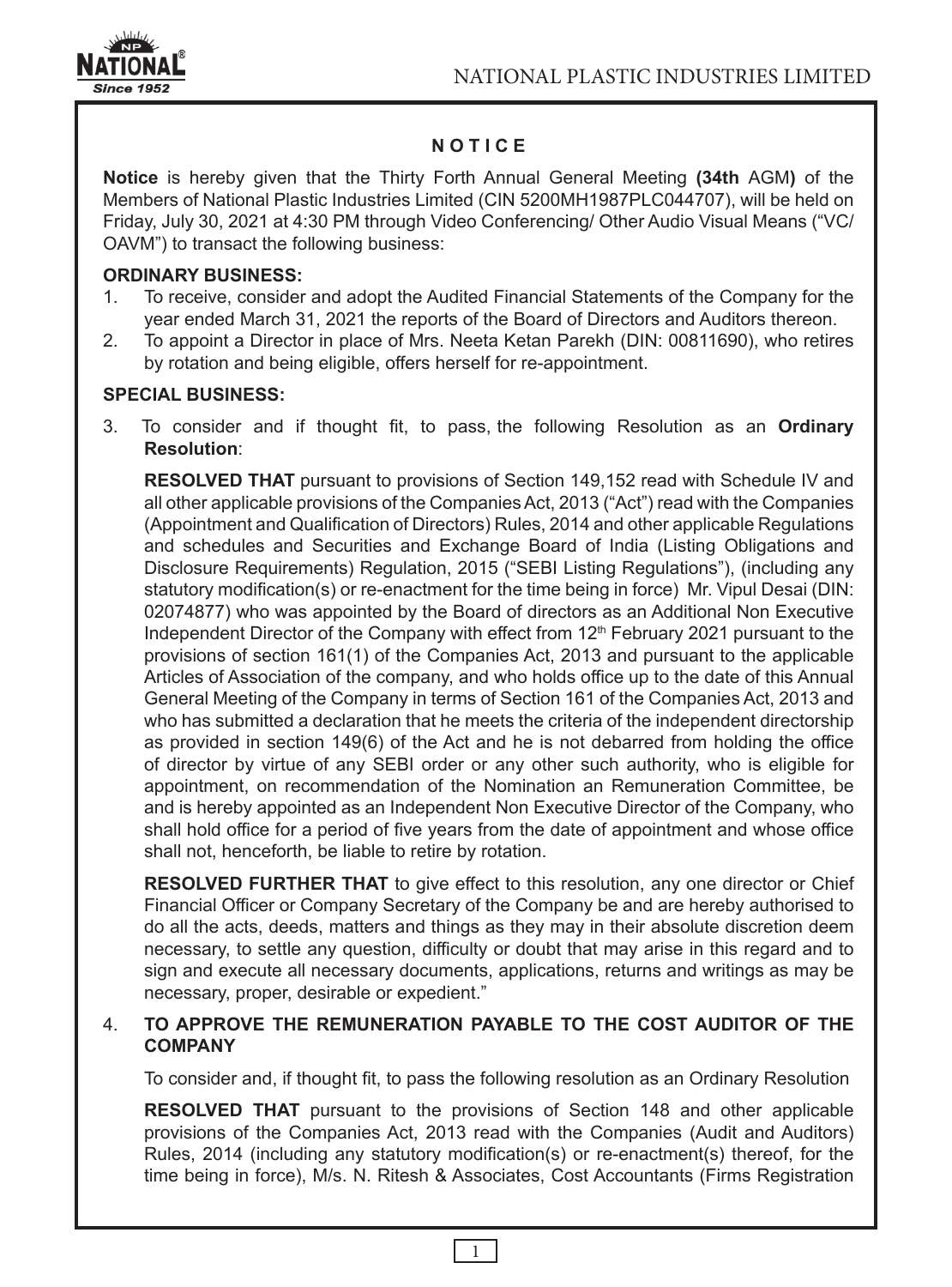# NOTICE

**Notice** is hereby given that the Thirty Forth Annual General Meeting **(34th** AGM**)** of the Members of National Plastic Industries Limited (CIN 5200MH1987PLC044707), will be held on Friday, July 30, 2021 at 4:30 PM through Video Conferencing/ Other Audio Visual Means ("VC/ OAVM") to transact the following business:

## ORDINARY BUSINESS:

1. To receive, consider and adopt the Audited Financial Statements of the Company for the year ended March 31, 2021 the reports of the Board of Directors and Auditors thereon.
2. To appoint a Director in place of Mrs. Neeta Ketan Parekh (DIN: 00811690), who retires by rotation and being eligible, offers herself for re-appointment.

## SPECIAL BUSINESS:

3. To consider and if thought fit, to pass, the following Resolution as an **Ordinary Resolution**:

   **RESOLVED THAT** pursuant to provisions of Section 149,152 read with Schedule IV and all other applicable provisions of the Companies Act, 2013 ("Act") read with the Companies (Appointment and Qualification of Directors) Rules, 2014 and other applicable Regulations and schedules and Securities and Exchange Board of India (Listing Obligations and Disclosure Requirements) Regulation, 2015 ("SEBI Listing Regulations"), (including any statutory modification(s) or re-enactment for the time being in force) Mr. Vipul Desai (DIN: 02074877) who was appointed by the Board of directors as an Additional Non Executive Independent Director of the Company with effect from 12th February 2021 pursuant to the provisions of section 161(1) of the Companies Act, 2013 and pursuant to the applicable Articles of Association of the company, and who holds office up to the date of this Annual General Meeting of the Company in terms of Section 161 of the Companies Act, 2013 and who has submitted a declaration that he meets the criteria of the independent directorship as provided in section 149(6) of the Act and he is not debarred from holding the office of director by virtue of any SEBI order or any other such authority, who is eligible for appointment, on recommendation of the Nomination an Remuneration Committee, be and is hereby appointed as an Independent Non Executive Director of the Company, who shall hold office for a period of five years from the date of appointment and whose office shall not, henceforth, be liable to retire by rotation.

   **RESOLVED FURTHER THAT** to give effect to this resolution, any one director or Chief Financial Officer or Company Secretary of the Company be and are hereby authorised to do all the acts, deeds, matters and things as they may in their absolute discretion deem necessary, to settle any question, difficulty or doubt that may arise in this regard and to sign and execute all necessary documents, applications, returns and writings as may be necessary, proper, desirable or expedient."

4. **TO APPROVE THE REMUNERATION PAYABLE TO THE COST AUDITOR OF THE COMPANY**

   To consider and, if thought fit, to pass the following resolution as an Ordinary Resolution

   **RESOLVED THAT** pursuant to the provisions of Section 148 and other applicable provisions of the Companies Act, 2013 read with the Companies (Audit and Auditors) Rules, 2014 (including any statutory modification(s) or re-enactment(s) thereof, for the time being in force), M/s. N. Ritesh & Associates, Cost Accountants (Firms Registration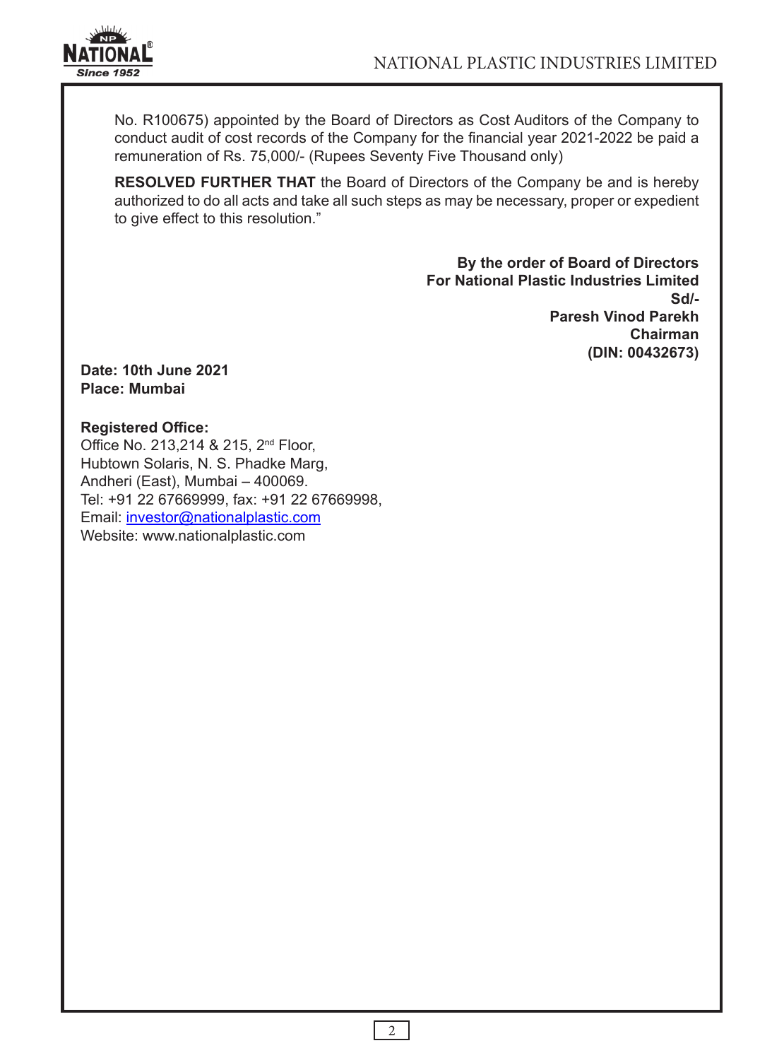No. R100675) appointed by the Board of Directors as Cost Auditors of the Company to conduct audit of cost records of the Company for the financial year 2021-2022 be paid a remuneration of Rs. 75,000/- (Rupees Seventy Five Thousand only)

**RESOLVED FURTHER THAT** the Board of Directors of the Company be and is hereby authorized to do all acts and take all such steps as may be necessary, proper or expedient to give effect to this resolution."

**By the order of Board of Directors**
**For National Plastic Industries Limited**
**Sd/-**
**Paresh Vinod Parekh**
**Chairman**
**(DIN: 00432673)**

**Date: 10th June 2021**
**Place: Mumbai**

**Registered Office:**
Office No. 213,214 & 215, 2nd Floor,
Hubtown Solaris, N. S. Phadke Marg,
Andheri (East), Mumbai – 400069.
Tel: +91 22 67669999, fax: +91 22 67669998,
Email: investor@nationalplastic.com
Website: www.nationalplastic.com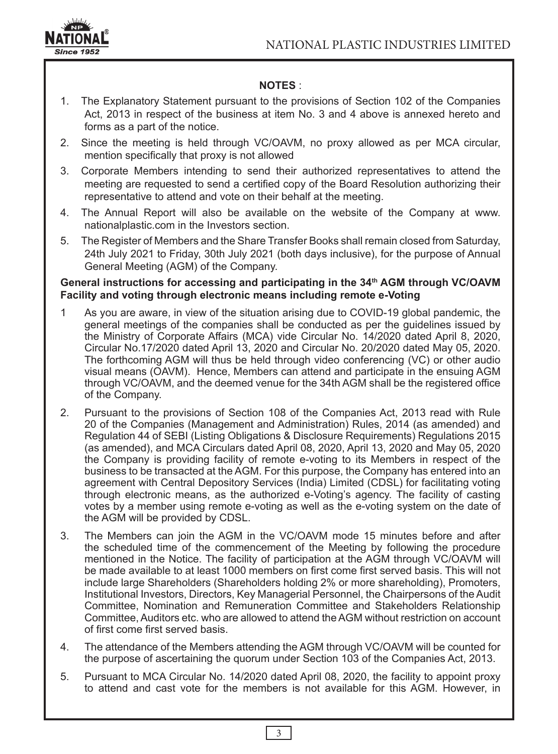## NOTES :

1. The Explanatory Statement pursuant to the provisions of Section 102 of the Companies Act, 2013 in respect of the business at item No. 3 and 4 above is annexed hereto and forms as a part of the notice.
2. Since the meeting is held through VC/OAVM, no proxy allowed as per MCA circular, mention specifically that proxy is not allowed
3. Corporate Members intending to send their authorized representatives to attend the meeting are requested to send a certified copy of the Board Resolution authorizing their representative to attend and vote on their behalf at the meeting.
4. The Annual Report will also be available on the website of the Company at www. nationalplastic.com in the Investors section.
5. The Register of Members and the Share Transfer Books shall remain closed from Saturday, 24th July 2021 to Friday, 30th July 2021 (both days inclusive), for the purpose of Annual General Meeting (AGM) of the Company.

**General instructions for accessing and participating in the 34th AGM through VC/OAVM Facility and voting through electronic means including remote e-Voting**

1 As you are aware, in view of the situation arising due to COVID-19 global pandemic, the general meetings of the companies shall be conducted as per the guidelines issued by the Ministry of Corporate Affairs (MCA) vide Circular No. 14/2020 dated April 8, 2020, Circular No.17/2020 dated April 13, 2020 and Circular No. 20/2020 dated May 05, 2020. The forthcoming AGM will thus be held through video conferencing (VC) or other audio visual means (OAVM). Hence, Members can attend and participate in the ensuing AGM through VC/OAVM, and the deemed venue for the 34th AGM shall be the registered office of the Company.

2. Pursuant to the provisions of Section 108 of the Companies Act, 2013 read with Rule 20 of the Companies (Management and Administration) Rules, 2014 (as amended) and Regulation 44 of SEBI (Listing Obligations & Disclosure Requirements) Regulations 2015 (as amended), and MCA Circulars dated April 08, 2020, April 13, 2020 and May 05, 2020 the Company is providing facility of remote e-voting to its Members in respect of the business to be transacted at the AGM. For this purpose, the Company has entered into an agreement with Central Depository Services (India) Limited (CDSL) for facilitating voting through electronic means, as the authorized e-Voting's agency. The facility of casting votes by a member using remote e-voting as well as the e-voting system on the date of the AGM will be provided by CDSL.

3. The Members can join the AGM in the VC/OAVM mode 15 minutes before and after the scheduled time of the commencement of the Meeting by following the procedure mentioned in the Notice. The facility of participation at the AGM through VC/OAVM will be made available to at least 1000 members on first come first served basis. This will not include large Shareholders (Shareholders holding 2% or more shareholding), Promoters, Institutional Investors, Directors, Key Managerial Personnel, the Chairpersons of the Audit Committee, Nomination and Remuneration Committee and Stakeholders Relationship Committee, Auditors etc. who are allowed to attend the AGM without restriction on account of first come first served basis.

4. The attendance of the Members attending the AGM through VC/OAVM will be counted for the purpose of ascertaining the quorum under Section 103 of the Companies Act, 2013.

5. Pursuant to MCA Circular No. 14/2020 dated April 08, 2020, the facility to appoint proxy to attend and cast vote for the members is not available for this AGM. However, in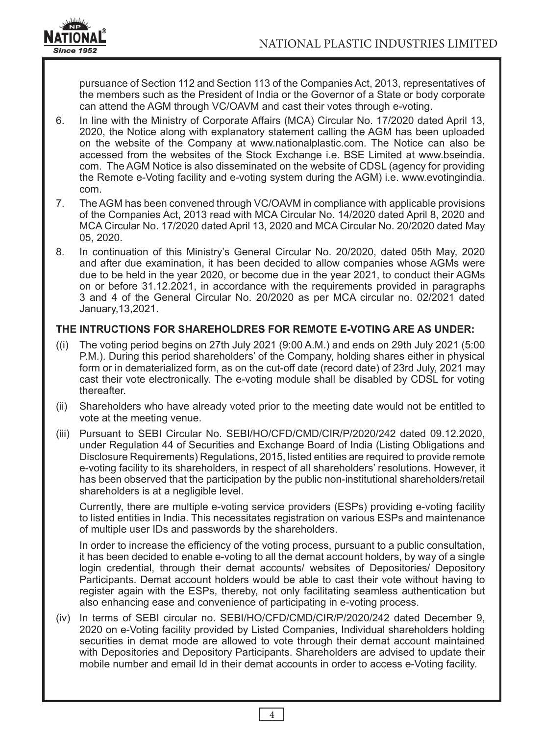pursuance of Section 112 and Section 113 of the Companies Act, 2013, representatives of the members such as the President of India or the Governor of a State or body corporate can attend the AGM through VC/OAVM and cast their votes through e-voting.

6. In line with the Ministry of Corporate Affairs (MCA) Circular No. 17/2020 dated April 13, 2020, the Notice along with explanatory statement calling the AGM has been uploaded on the website of the Company at www.nationalplastic.com. The Notice can also be accessed from the websites of the Stock Exchange i.e. BSE Limited at www.bseindia.com. The AGM Notice is also disseminated on the website of CDSL (agency for providing the Remote e-Voting facility and e-voting system during the AGM) i.e. www.evotingindia.com.

7. The AGM has been convened through VC/OAVM in compliance with applicable provisions of the Companies Act, 2013 read with MCA Circular No. 14/2020 dated April 8, 2020 and MCA Circular No. 17/2020 dated April 13, 2020 and MCA Circular No. 20/2020 dated May 05, 2020.

8. In continuation of this Ministry's General Circular No. 20/2020, dated 05th May, 2020 and after due examination, it has been decided to allow companies whose AGMs were due to be held in the year 2020, or become due in the year 2021, to conduct their AGMs on or before 31.12.2021, in accordance with the requirements provided in paragraphs 3 and 4 of the General Circular No. 20/2020 as per MCA circular no. 02/2021 dated January,13,2021.

**THE INTRUCTIONS FOR SHAREHOLDRES FOR REMOTE E-VOTING ARE AS UNDER:**

((i) The voting period begins on 27th July 2021 (9:00 A.M.) and ends on 29th July 2021 (5:00 P.M.). During this period shareholders' of the Company, holding shares either in physical form or in dematerialized form, as on the cut-off date (record date) of 23rd July, 2021 may cast their vote electronically. The e-voting module shall be disabled by CDSL for voting thereafter.

(ii) Shareholders who have already voted prior to the meeting date would not be entitled to vote at the meeting venue.

(iii) Pursuant to SEBI Circular No. SEBI/HO/CFD/CMD/CIR/P/2020/242 dated 09.12.2020, under Regulation 44 of Securities and Exchange Board of India (Listing Obligations and Disclosure Requirements) Regulations, 2015, listed entities are required to provide remote e-voting facility to its shareholders, in respect of all shareholders' resolutions. However, it has been observed that the participation by the public non-institutional shareholders/retail shareholders is at a negligible level.

Currently, there are multiple e-voting service providers (ESPs) providing e-voting facility to listed entities in India. This necessitates registration on various ESPs and maintenance of multiple user IDs and passwords by the shareholders.

In order to increase the efficiency of the voting process, pursuant to a public consultation, it has been decided to enable e-voting to all the demat account holders, by way of a single login credential, through their demat accounts/ websites of Depositories/ Depository Participants. Demat account holders would be able to cast their vote without having to register again with the ESPs, thereby, not only facilitating seamless authentication but also enhancing ease and convenience of participating in e-voting process.

(iv) In terms of SEBI circular no. SEBI/HO/CFD/CMD/CIR/P/2020/242 dated December 9, 2020 on e-Voting facility provided by Listed Companies, Individual shareholders holding securities in demat mode are allowed to vote through their demat account maintained with Depositories and Depository Participants. Shareholders are advised to update their mobile number and email Id in their demat accounts in order to access e-Voting facility.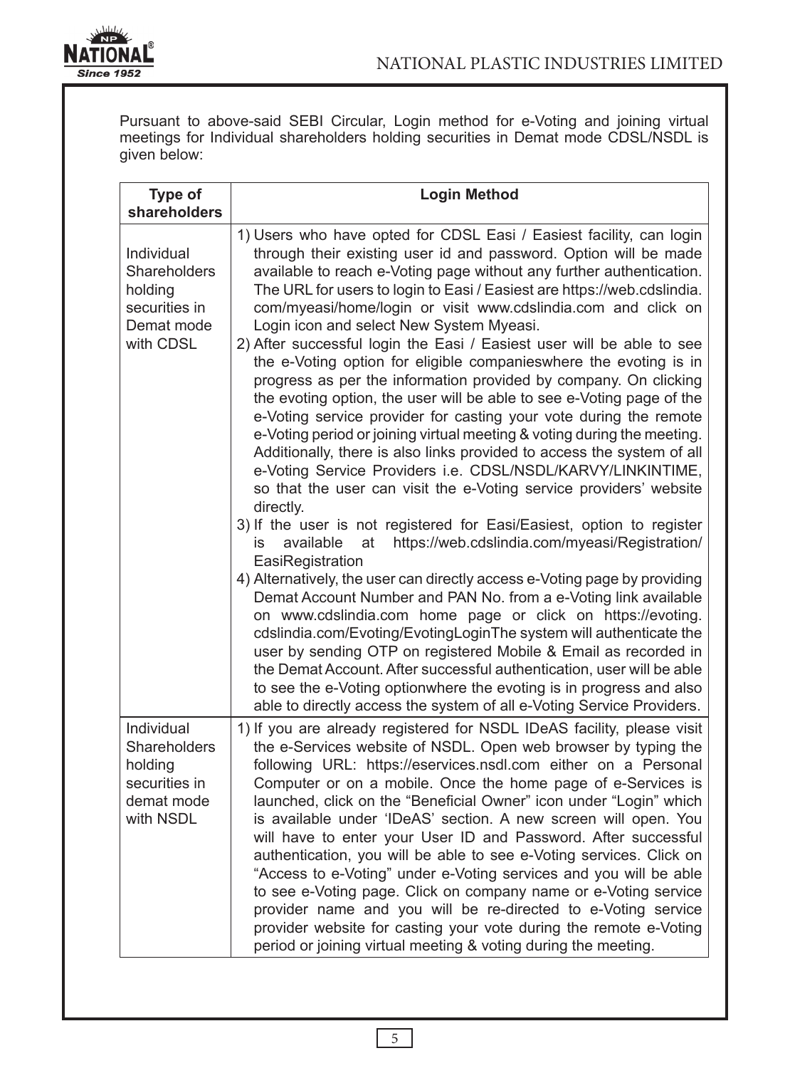Pursuant to above-said SEBI Circular, Login method for e-Voting and joining virtual meetings for Individual shareholders holding securities in Demat mode CDSL/NSDL is given below:

| Type of shareholders | Login Method |
|---|---|
| Individual Shareholders holding securities in Demat mode with CDSL | 1) Users who have opted for CDSL Easi / Easiest facility, can login through their existing user id and password. Option will be made available to reach e-Voting page without any further authentication. The URL for users to login to Easi / Easiest are https://web.cdslindia.com/myeasi/home/login or visit www.cdslindia.com and click on Login icon and select New System Myeasi.<br>2) After successful login the Easi / Easiest user will be able to see the e-Voting option for eligible companieswhere the evoting is in progress as per the information provided by company. On clicking the evoting option, the user will be able to see e-Voting page of the e-Voting service provider for casting your vote during the remote e-Voting period or joining virtual meeting & voting during the meeting. Additionally, there is also links provided to access the system of all e-Voting Service Providers i.e. CDSL/NSDL/KARVY/LINKINTIME, so that the user can visit the e-Voting service providers' website directly.<br>3) If the user is not registered for Easi/Easiest, option to register is available at https://web.cdslindia.com/myeasi/Registration/EasiRegistration<br>4) Alternatively, the user can directly access e-Voting page by providing Demat Account Number and PAN No. from a e-Voting link available on www.cdslindia.com home page or click on https://evoting.cdslindia.com/Evoting/EvotingLoginThe system will authenticate the user by sending OTP on registered Mobile & Email as recorded in the Demat Account. After successful authentication, user will be able to see the e-Voting optionwhere the evoting is in progress and also able to directly access the system of all e-Voting Service Providers. |
| Individual Shareholders holding securities in demat mode with NSDL | 1) If you are already registered for NSDL IDeAS facility, please visit the e-Services website of NSDL. Open web browser by typing the following URL: https://eservices.nsdl.com either on a Personal Computer or on a mobile. Once the home page of e-Services is launched, click on the "Beneficial Owner" icon under "Login" which is available under 'IDeAS' section. A new screen will open. You will have to enter your User ID and Password. After successful authentication, you will be able to see e-Voting services. Click on "Access to e-Voting" under e-Voting services and you will be able to see e-Voting page. Click on company name or e-Voting service provider name and you will be re-directed to e-Voting service provider website for casting your vote during the remote e-Voting period or joining virtual meeting & voting during the meeting. |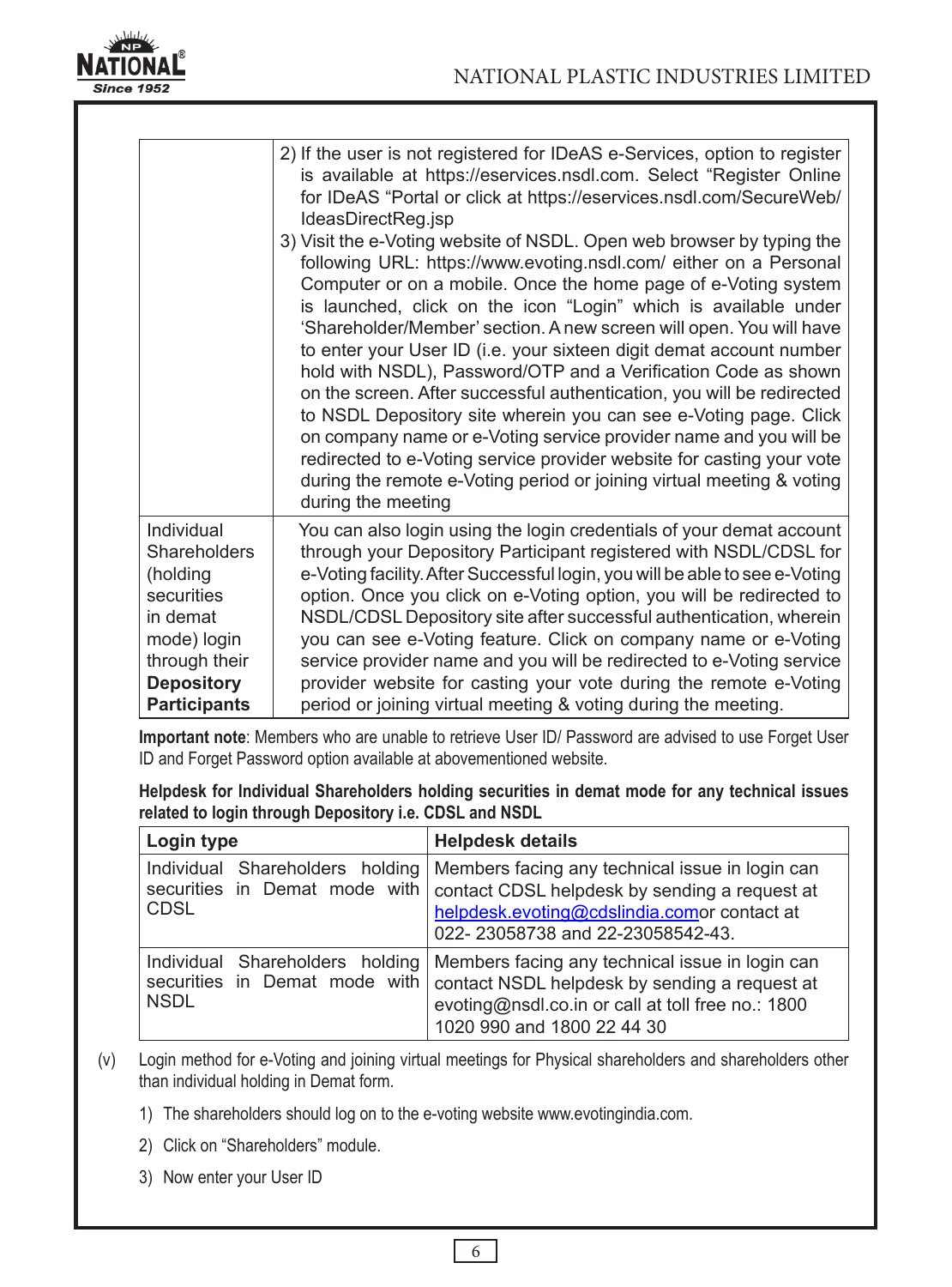| | |
|---|---|
| | 2) If the user is not registered for IDeAS e-Services, option to register is available at https://eservices.nsdl.com. Select "Register Online for IDeAS "Portal or click at https://eservices.nsdl.com/SecureWeb/IdeasDirectReg.jsp<br>3) Visit the e-Voting website of NSDL. Open web browser by typing the following URL: https://www.evoting.nsdl.com/ either on a Personal Computer or on a mobile. Once the home page of e-Voting system is launched, click on the icon "Login" which is available under 'Shareholder/Member' section. A new screen will open. You will have to enter your User ID (i.e. your sixteen digit demat account number hold with NSDL), Password/OTP and a Verification Code as shown on the screen. After successful authentication, you will be redirected to NSDL Depository site wherein you can see e-Voting page. Click on company name or e-Voting service provider name and you will be redirected to e-Voting service provider website for casting your vote during the remote e-Voting period or joining virtual meeting & voting during the meeting |
| Individual Shareholders (holding securities in demat mode) login through their **Depository Participants** | You can also login using the login credentials of your demat account through your Depository Participant registered with NSDL/CDSL for e-Voting facility. After Successful login, you will be able to see e-Voting option. Once you click on e-Voting option, you will be redirected to NSDL/CDSL Depository site after successful authentication, wherein you can see e-Voting feature. Click on company name or e-Voting service provider name and you will be redirected to e-Voting service provider website for casting your vote during the remote e-Voting period or joining virtual meeting & voting during the meeting. |

**Important note**: Members who are unable to retrieve User ID/ Password are advised to use Forget User ID and Forget Password option available at abovementioned website.

**Helpdesk for Individual Shareholders holding securities in demat mode for any technical issues related to login through Depository i.e. CDSL and NSDL**

| Login type | Helpdesk details |
|---|---|
| Individual Shareholders holding securities in Demat mode with CDSL | Members facing any technical issue in login can contact CDSL helpdesk by sending a request at helpdesk.evoting@cdslindia.comor contact at 022- 23058738 and 22-23058542-43. |
| Individual Shareholders holding securities in Demat mode with NSDL | Members facing any technical issue in login can contact NSDL helpdesk by sending a request at evoting@nsdl.co.in or call at toll free no.: 1800 1020 990 and 1800 22 44 30 |

(v) Login method for e-Voting and joining virtual meetings for Physical shareholders and shareholders other than individual holding in Demat form.

1) The shareholders should log on to the e-voting website www.evotingindia.com.
2) Click on "Shareholders" module.
3) Now enter your User ID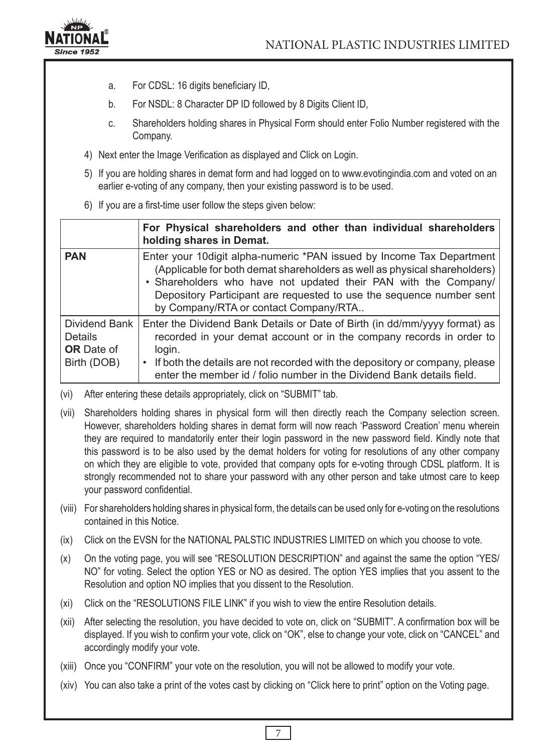a. For CDSL: 16 digits beneficiary ID,

b. For NSDL: 8 Character DP ID followed by 8 Digits Client ID,

c. Shareholders holding shares in Physical Form should enter Folio Number registered with the Company.

4) Next enter the Image Verification as displayed and Click on Login.

5) If you are holding shares in demat form and had logged on to www.evotingindia.com and voted on an earlier e-voting of any company, then your existing password is to be used.

6) If you are a first-time user follow the steps given below:

| | **For Physical shareholders and other than individual shareholders holding shares in Demat.** |
|---|---|
| **PAN** | Enter your 10digit alpha-numeric *PAN issued by Income Tax Department (Applicable for both demat shareholders as well as physical shareholders)<br>• Shareholders who have not updated their PAN with the Company/ Depository Participant are requested to use the sequence number sent by Company/RTA or contact Company/RTA.. |
| Dividend Bank Details **OR** Date of Birth (DOB) | Enter the Dividend Bank Details or Date of Birth (in dd/mm/yyyy format) as recorded in your demat account or in the company records in order to login.<br>• If both the details are not recorded with the depository or company, please enter the member id / folio number in the Dividend Bank details field. |

(vi) After entering these details appropriately, click on "SUBMIT" tab.

(vii) Shareholders holding shares in physical form will then directly reach the Company selection screen. However, shareholders holding shares in demat form will now reach 'Password Creation' menu wherein they are required to mandatorily enter their login password in the new password field. Kindly note that this password is to be also used by the demat holders for voting for resolutions of any other company on which they are eligible to vote, provided that company opts for e-voting through CDSL platform. It is strongly recommended not to share your password with any other person and take utmost care to keep your password confidential.

(viii) For shareholders holding shares in physical form, the details can be used only for e-voting on the resolutions contained in this Notice.

(ix) Click on the EVSN for the NATIONAL PALSTIC INDUSTRIES LIMITED on which you choose to vote.

(x) On the voting page, you will see "RESOLUTION DESCRIPTION" and against the same the option "YES/ NO" for voting. Select the option YES or NO as desired. The option YES implies that you assent to the Resolution and option NO implies that you dissent to the Resolution.

(xi) Click on the "RESOLUTIONS FILE LINK" if you wish to view the entire Resolution details.

(xii) After selecting the resolution, you have decided to vote on, click on "SUBMIT". A confirmation box will be displayed. If you wish to confirm your vote, click on "OK", else to change your vote, click on "CANCEL" and accordingly modify your vote.

(xiii) Once you "CONFIRM" your vote on the resolution, you will not be allowed to modify your vote.

(xiv) You can also take a print of the votes cast by clicking on "Click here to print" option on the Voting page.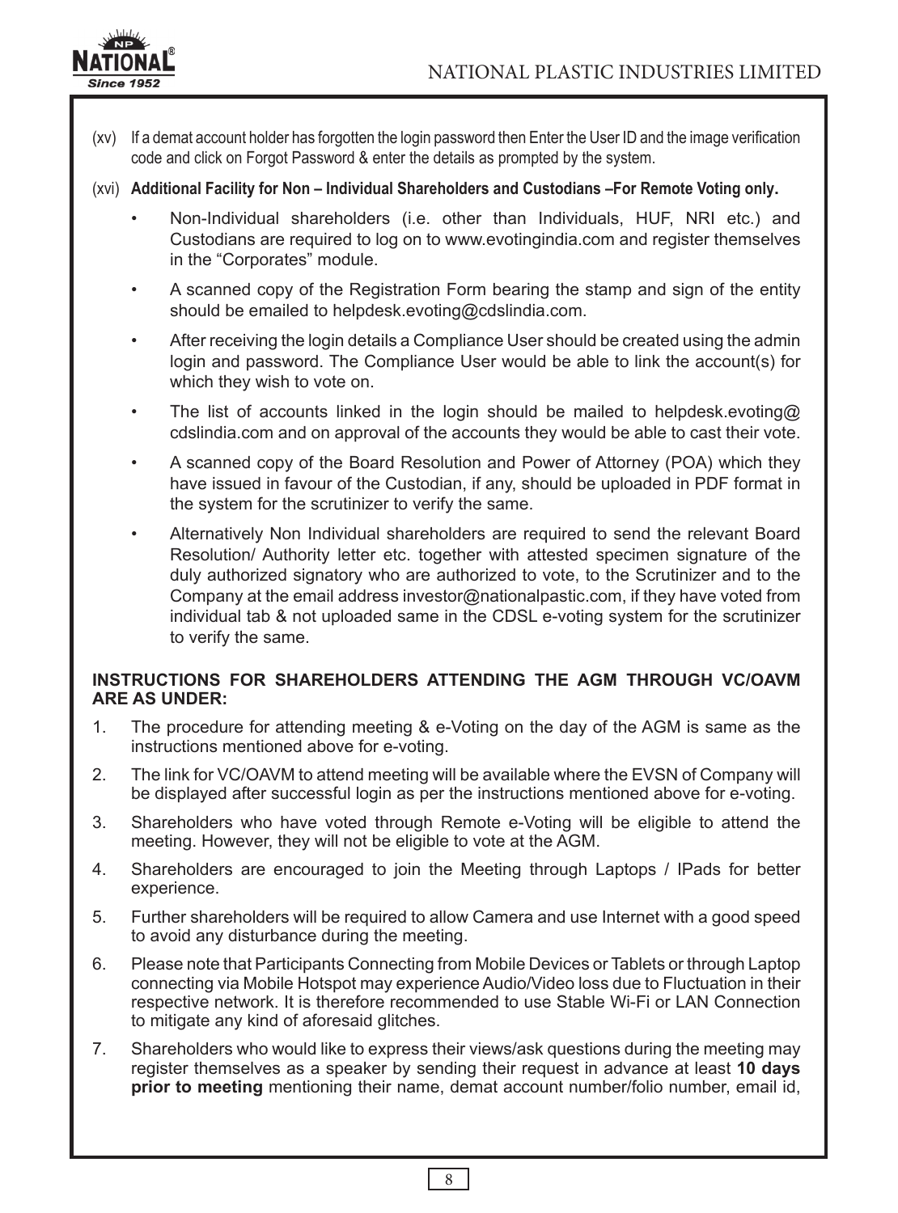(xv) If a demat account holder has forgotten the login password then Enter the User ID and the image verification code and click on Forgot Password & enter the details as prompted by the system.

(xvi) **Additional Facility for Non – Individual Shareholders and Custodians –For Remote Voting only.**

- Non-Individual shareholders (i.e. other than Individuals, HUF, NRI etc.) and Custodians are required to log on to www.evotingindia.com and register themselves in the "Corporates" module.
- A scanned copy of the Registration Form bearing the stamp and sign of the entity should be emailed to helpdesk.evoting@cdslindia.com.
- After receiving the login details a Compliance User should be created using the admin login and password. The Compliance User would be able to link the account(s) for which they wish to vote on.
- The list of accounts linked in the login should be mailed to helpdesk.evoting@cdslindia.com and on approval of the accounts they would be able to cast their vote.
- A scanned copy of the Board Resolution and Power of Attorney (POA) which they have issued in favour of the Custodian, if any, should be uploaded in PDF format in the system for the scrutinizer to verify the same.
- Alternatively Non Individual shareholders are required to send the relevant Board Resolution/ Authority letter etc. together with attested specimen signature of the duly authorized signatory who are authorized to vote, to the Scrutinizer and to the Company at the email address investor@nationalpastic.com, if they have voted from individual tab & not uploaded same in the CDSL e-voting system for the scrutinizer to verify the same.

**INSTRUCTIONS FOR SHAREHOLDERS ATTENDING THE AGM THROUGH VC/OAVM ARE AS UNDER:**

1. The procedure for attending meeting & e-Voting on the day of the AGM is same as the instructions mentioned above for e-voting.
2. The link for VC/OAVM to attend meeting will be available where the EVSN of Company will be displayed after successful login as per the instructions mentioned above for e-voting.
3. Shareholders who have voted through Remote e-Voting will be eligible to attend the meeting. However, they will not be eligible to vote at the AGM.
4. Shareholders are encouraged to join the Meeting through Laptops / IPads for better experience.
5. Further shareholders will be required to allow Camera and use Internet with a good speed to avoid any disturbance during the meeting.
6. Please note that Participants Connecting from Mobile Devices or Tablets or through Laptop connecting via Mobile Hotspot may experience Audio/Video loss due to Fluctuation in their respective network. It is therefore recommended to use Stable Wi-Fi or LAN Connection to mitigate any kind of aforesaid glitches.
7. Shareholders who would like to express their views/ask questions during the meeting may register themselves as a speaker by sending their request in advance at least **10 days prior to meeting** mentioning their name, demat account number/folio number, email id,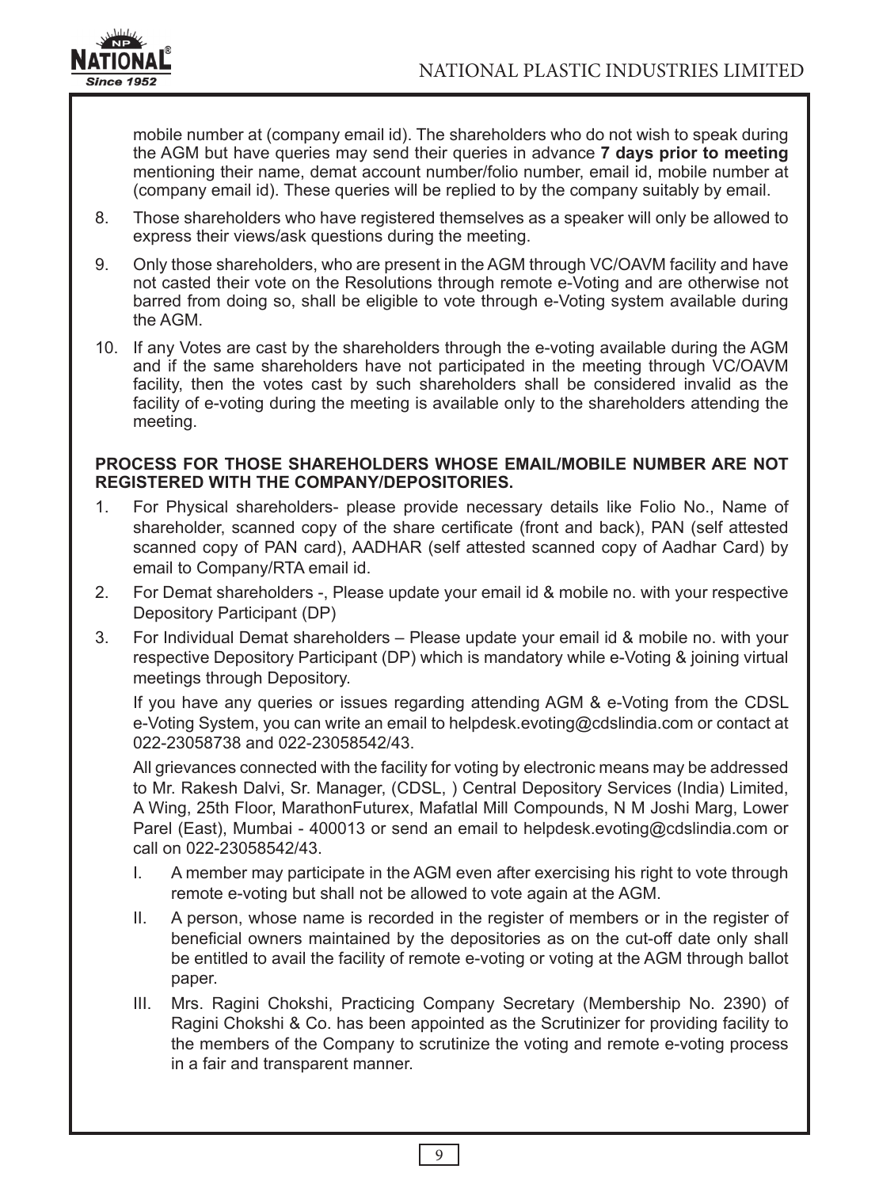mobile number at (company email id). The shareholders who do not wish to speak during the AGM but have queries may send their queries in advance **7 days prior to meeting** mentioning their name, demat account number/folio number, email id, mobile number at (company email id). These queries will be replied to by the company suitably by email.

8. Those shareholders who have registered themselves as a speaker will only be allowed to express their views/ask questions during the meeting.

9. Only those shareholders, who are present in the AGM through VC/OAVM facility and have not casted their vote on the Resolutions through remote e-Voting and are otherwise not barred from doing so, shall be eligible to vote through e-Voting system available during the AGM.

10. If any Votes are cast by the shareholders through the e-voting available during the AGM and if the same shareholders have not participated in the meeting through VC/OAVM facility, then the votes cast by such shareholders shall be considered invalid as the facility of e-voting during the meeting is available only to the shareholders attending the meeting.

**PROCESS FOR THOSE SHAREHOLDERS WHOSE EMAIL/MOBILE NUMBER ARE NOT REGISTERED WITH THE COMPANY/DEPOSITORIES.**

1. For Physical shareholders- please provide necessary details like Folio No., Name of shareholder, scanned copy of the share certificate (front and back), PAN (self attested scanned copy of PAN card), AADHAR (self attested scanned copy of Aadhar Card) by email to Company/RTA email id.

2. For Demat shareholders -, Please update your email id & mobile no. with your respective Depository Participant (DP)

3. For Individual Demat shareholders – Please update your email id & mobile no. with your respective Depository Participant (DP) which is mandatory while e-Voting & joining virtual meetings through Depository.

   If you have any queries or issues regarding attending AGM & e-Voting from the CDSL e-Voting System, you can write an email to helpdesk.evoting@cdslindia.com or contact at 022-23058738 and 022-23058542/43.

   All grievances connected with the facility for voting by electronic means may be addressed to Mr. Rakesh Dalvi, Sr. Manager, (CDSL, ) Central Depository Services (India) Limited, A Wing, 25th Floor, MarathonFuturex, Mafatlal Mill Compounds, N M Joshi Marg, Lower Parel (East), Mumbai - 400013 or send an email to helpdesk.evoting@cdslindia.com or call on 022-23058542/43.

   I. A member may participate in the AGM even after exercising his right to vote through remote e-voting but shall not be allowed to vote again at the AGM.

   II. A person, whose name is recorded in the register of members or in the register of beneficial owners maintained by the depositories as on the cut-off date only shall be entitled to avail the facility of remote e-voting or voting at the AGM through ballot paper.

   III. Mrs. Ragini Chokshi, Practicing Company Secretary (Membership No. 2390) of Ragini Chokshi & Co. has been appointed as the Scrutinizer for providing facility to the members of the Company to scrutinize the voting and remote e-voting process in a fair and transparent manner.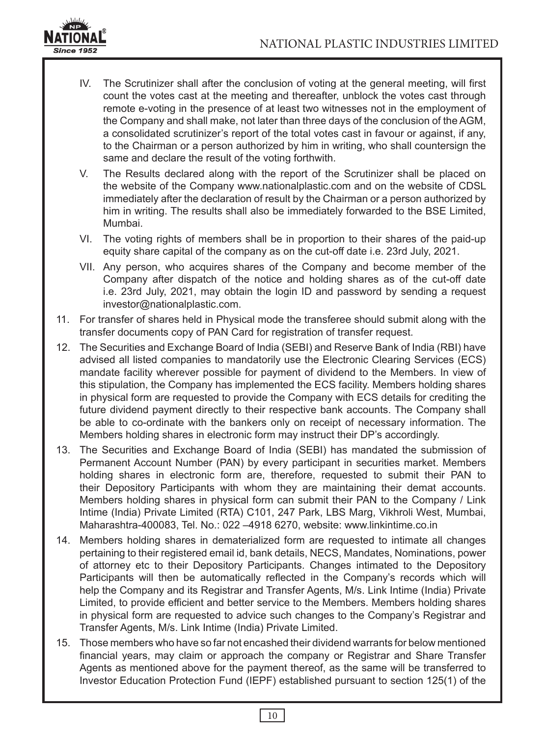IV. The Scrutinizer shall after the conclusion of voting at the general meeting, will first count the votes cast at the meeting and thereafter, unblock the votes cast through remote e-voting in the presence of at least two witnesses not in the employment of the Company and shall make, not later than three days of the conclusion of the AGM, a consolidated scrutinizer's report of the total votes cast in favour or against, if any, to the Chairman or a person authorized by him in writing, who shall countersign the same and declare the result of the voting forthwith.

V. The Results declared along with the report of the Scrutinizer shall be placed on the website of the Company www.nationalplastic.com and on the website of CDSL immediately after the declaration of result by the Chairman or a person authorized by him in writing. The results shall also be immediately forwarded to the BSE Limited, Mumbai.

VI. The voting rights of members shall be in proportion to their shares of the paid-up equity share capital of the company as on the cut-off date i.e. 23rd July, 2021.

VII. Any person, who acquires shares of the Company and become member of the Company after dispatch of the notice and holding shares as of the cut-off date i.e. 23rd July, 2021, may obtain the login ID and password by sending a request investor@nationalplastic.com.

11. For transfer of shares held in Physical mode the transferee should submit along with the transfer documents copy of PAN Card for registration of transfer request.

12. The Securities and Exchange Board of India (SEBI) and Reserve Bank of India (RBI) have advised all listed companies to mandatorily use the Electronic Clearing Services (ECS) mandate facility wherever possible for payment of dividend to the Members. In view of this stipulation, the Company has implemented the ECS facility. Members holding shares in physical form are requested to provide the Company with ECS details for crediting the future dividend payment directly to their respective bank accounts. The Company shall be able to co-ordinate with the bankers only on receipt of necessary information. The Members holding shares in electronic form may instruct their DP's accordingly.

13. The Securities and Exchange Board of India (SEBI) has mandated the submission of Permanent Account Number (PAN) by every participant in securities market. Members holding shares in electronic form are, therefore, requested to submit their PAN to their Depository Participants with whom they are maintaining their demat accounts. Members holding shares in physical form can submit their PAN to the Company / Link Intime (India) Private Limited (RTA) C101, 247 Park, LBS Marg, Vikhroli West, Mumbai, Maharashtra-400083, Tel. No.: 022 –4918 6270, website: www.linkintime.co.in

14. Members holding shares in dematerialized form are requested to intimate all changes pertaining to their registered email id, bank details, NECS, Mandates, Nominations, power of attorney etc to their Depository Participants. Changes intimated to the Depository Participants will then be automatically reflected in the Company's records which will help the Company and its Registrar and Transfer Agents, M/s. Link Intime (India) Private Limited, to provide efficient and better service to the Members. Members holding shares in physical form are requested to advice such changes to the Company's Registrar and Transfer Agents, M/s. Link Intime (India) Private Limited.

15. Those members who have so far not encashed their dividend warrants for below mentioned financial years, may claim or approach the company or Registrar and Share Transfer Agents as mentioned above for the payment thereof, as the same will be transferred to Investor Education Protection Fund (IEPF) established pursuant to section 125(1) of the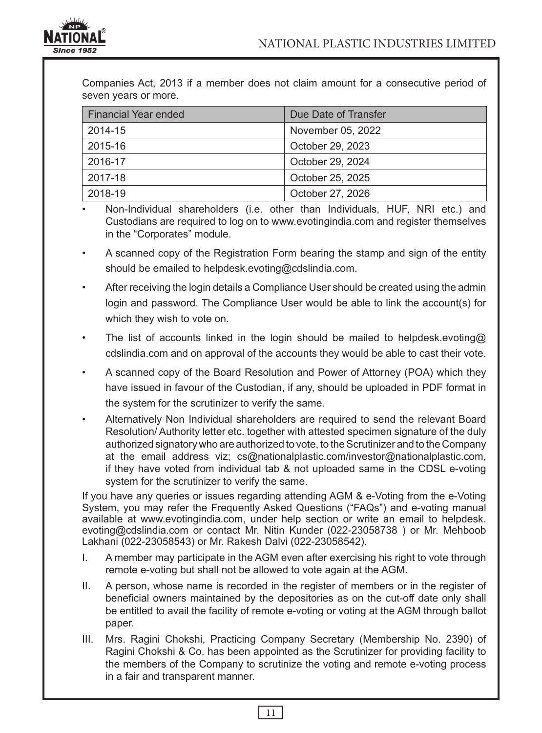Companies Act, 2013 if a member does not claim amount for a consecutive period of seven years or more.

| Financial Year ended | Due Date of Transfer |
|---|---|
| 2014-15 | November 05, 2022 |
| 2015-16 | October 29, 2023 |
| 2016-17 | October 29, 2024 |
| 2017-18 | October 25, 2025 |
| 2018-19 | October 27, 2026 |

- Non-Individual shareholders (i.e. other than Individuals, HUF, NRI etc.) and Custodians are required to log on to www.evotingindia.com and register themselves in the "Corporates" module.
- A scanned copy of the Registration Form bearing the stamp and sign of the entity should be emailed to helpdesk.evoting@cdslindia.com.
- After receiving the login details a Compliance User should be created using the admin login and password. The Compliance User would be able to link the account(s) for which they wish to vote on.
- The list of accounts linked in the login should be mailed to helpdesk.evoting@cdslindia.com and on approval of the accounts they would be able to cast their vote.
- A scanned copy of the Board Resolution and Power of Attorney (POA) which they have issued in favour of the Custodian, if any, should be uploaded in PDF format in the system for the scrutinizer to verify the same.
- Alternatively Non Individual shareholders are required to send the relevant Board Resolution/ Authority letter etc. together with attested specimen signature of the duly authorized signatory who are authorized to vote, to the Scrutinizer and to the Company at the email address viz; cs@nationalplastic.com/investor@nationalplastic.com, if they have voted from individual tab & not uploaded same in the CDSL e-voting system for the scrutinizer to verify the same.

If you have any queries or issues regarding attending AGM & e-Voting from the e-Voting System, you may refer the Frequently Asked Questions ("FAQs") and e-voting manual available at www.evotingindia.com, under help section or write an email to helpdesk.evoting@cdslindia.com or contact Mr. Nitin Kunder (022-23058738 ) or Mr. Mehboob Lakhani (022-23058543) or Mr. Rakesh Dalvi (022-23058542).

I. A member may participate in the AGM even after exercising his right to vote through remote e-voting but shall not be allowed to vote again at the AGM.

II. A person, whose name is recorded in the register of members or in the register of beneficial owners maintained by the depositories as on the cut-off date only shall be entitled to avail the facility of remote e-voting or voting at the AGM through ballot paper.

III. Mrs. Ragini Chokshi, Practicing Company Secretary (Membership No. 2390) of Ragini Chokshi & Co. has been appointed as the Scrutinizer for providing facility to the members of the Company to scrutinize the voting and remote e-voting process in a fair and transparent manner.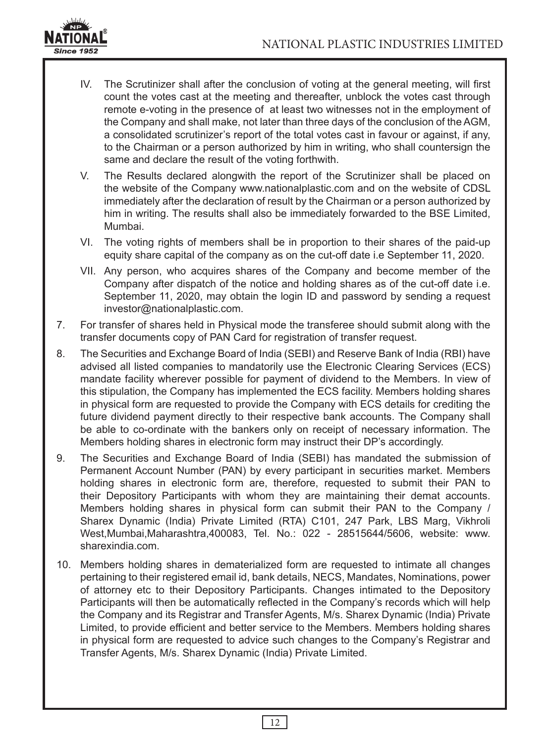IV. The Scrutinizer shall after the conclusion of voting at the general meeting, will first count the votes cast at the meeting and thereafter, unblock the votes cast through remote e-voting in the presence of at least two witnesses not in the employment of the Company and shall make, not later than three days of the conclusion of the AGM, a consolidated scrutinizer's report of the total votes cast in favour or against, if any, to the Chairman or a person authorized by him in writing, who shall countersign the same and declare the result of the voting forthwith.

V. The Results declared alongwith the report of the Scrutinizer shall be placed on the website of the Company www.nationalplastic.com and on the website of CDSL immediately after the declaration of result by the Chairman or a person authorized by him in writing. The results shall also be immediately forwarded to the BSE Limited, Mumbai.

VI. The voting rights of members shall be in proportion to their shares of the paid-up equity share capital of the company as on the cut-off date i.e September 11, 2020.

VII. Any person, who acquires shares of the Company and become member of the Company after dispatch of the notice and holding shares as of the cut-off date i.e. September 11, 2020, may obtain the login ID and password by sending a request investor@nationalplastic.com.

7. For transfer of shares held in Physical mode the transferee should submit along with the transfer documents copy of PAN Card for registration of transfer request.

8. The Securities and Exchange Board of India (SEBI) and Reserve Bank of India (RBI) have advised all listed companies to mandatorily use the Electronic Clearing Services (ECS) mandate facility wherever possible for payment of dividend to the Members. In view of this stipulation, the Company has implemented the ECS facility. Members holding shares in physical form are requested to provide the Company with ECS details for crediting the future dividend payment directly to their respective bank accounts. The Company shall be able to co-ordinate with the bankers only on receipt of necessary information. The Members holding shares in electronic form may instruct their DP's accordingly.

9. The Securities and Exchange Board of India (SEBI) has mandated the submission of Permanent Account Number (PAN) by every participant in securities market. Members holding shares in electronic form are, therefore, requested to submit their PAN to their Depository Participants with whom they are maintaining their demat accounts. Members holding shares in physical form can submit their PAN to the Company / Sharex Dynamic (India) Private Limited (RTA) C101, 247 Park, LBS Marg, Vikhroli West,Mumbai,Maharashtra,400083, Tel. No.: 022 - 28515644/5606, website: www.sharexindia.com.

10. Members holding shares in dematerialized form are requested to intimate all changes pertaining to their registered email id, bank details, NECS, Mandates, Nominations, power of attorney etc to their Depository Participants. Changes intimated to the Depository Participants will then be automatically reflected in the Company's records which will help the Company and its Registrar and Transfer Agents, M/s. Sharex Dynamic (India) Private Limited, to provide efficient and better service to the Members. Members holding shares in physical form are requested to advice such changes to the Company's Registrar and Transfer Agents, M/s. Sharex Dynamic (India) Private Limited.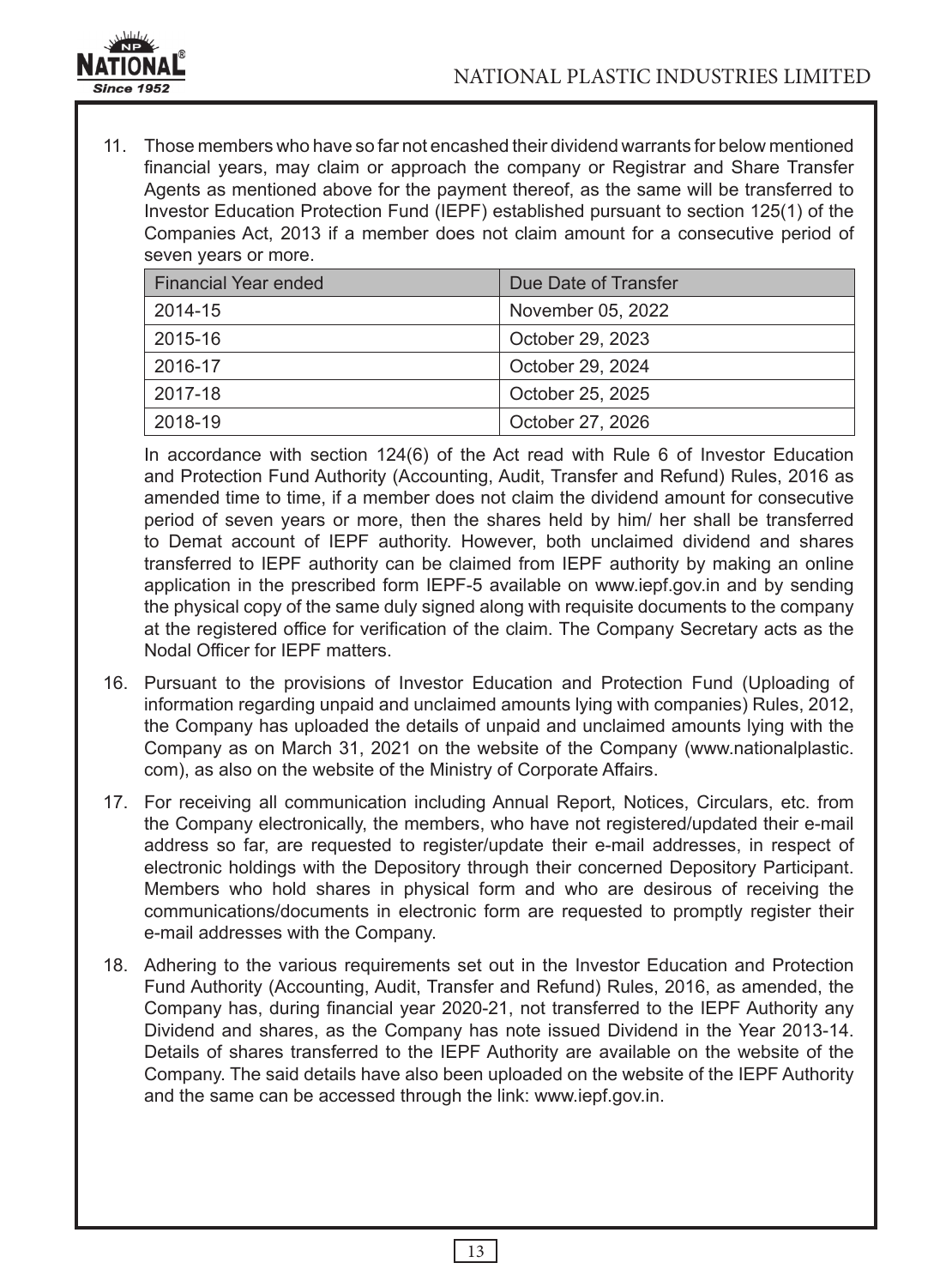11. Those members who have so far not encashed their dividend warrants for below mentioned financial years, may claim or approach the company or Registrar and Share Transfer Agents as mentioned above for the payment thereof, as the same will be transferred to Investor Education Protection Fund (IEPF) established pursuant to section 125(1) of the Companies Act, 2013 if a member does not claim amount for a consecutive period of seven years or more.

| Financial Year ended | Due Date of Transfer |
|---|---|
| 2014-15 | November 05, 2022 |
| 2015-16 | October 29, 2023 |
| 2016-17 | October 29, 2024 |
| 2017-18 | October 25, 2025 |
| 2018-19 | October 27, 2026 |

In accordance with section 124(6) of the Act read with Rule 6 of Investor Education and Protection Fund Authority (Accounting, Audit, Transfer and Refund) Rules, 2016 as amended time to time, if a member does not claim the dividend amount for consecutive period of seven years or more, then the shares held by him/ her shall be transferred to Demat account of IEPF authority. However, both unclaimed dividend and shares transferred to IEPF authority can be claimed from IEPF authority by making an online application in the prescribed form IEPF-5 available on www.iepf.gov.in and by sending the physical copy of the same duly signed along with requisite documents to the company at the registered office for verification of the claim. The Company Secretary acts as the Nodal Officer for IEPF matters.

16. Pursuant to the provisions of Investor Education and Protection Fund (Uploading of information regarding unpaid and unclaimed amounts lying with companies) Rules, 2012, the Company has uploaded the details of unpaid and unclaimed amounts lying with the Company as on March 31, 2021 on the website of the Company (www.nationalplastic.com), as also on the website of the Ministry of Corporate Affairs.

17. For receiving all communication including Annual Report, Notices, Circulars, etc. from the Company electronically, the members, who have not registered/updated their e-mail address so far, are requested to register/update their e-mail addresses, in respect of electronic holdings with the Depository through their concerned Depository Participant. Members who hold shares in physical form and who are desirous of receiving the communications/documents in electronic form are requested to promptly register their e-mail addresses with the Company.

18. Adhering to the various requirements set out in the Investor Education and Protection Fund Authority (Accounting, Audit, Transfer and Refund) Rules, 2016, as amended, the Company has, during financial year 2020-21, not transferred to the IEPF Authority any Dividend and shares, as the Company has note issued Dividend in the Year 2013-14. Details of shares transferred to the IEPF Authority are available on the website of the Company. The said details have also been uploaded on the website of the IEPF Authority and the same can be accessed through the link: www.iepf.gov.in.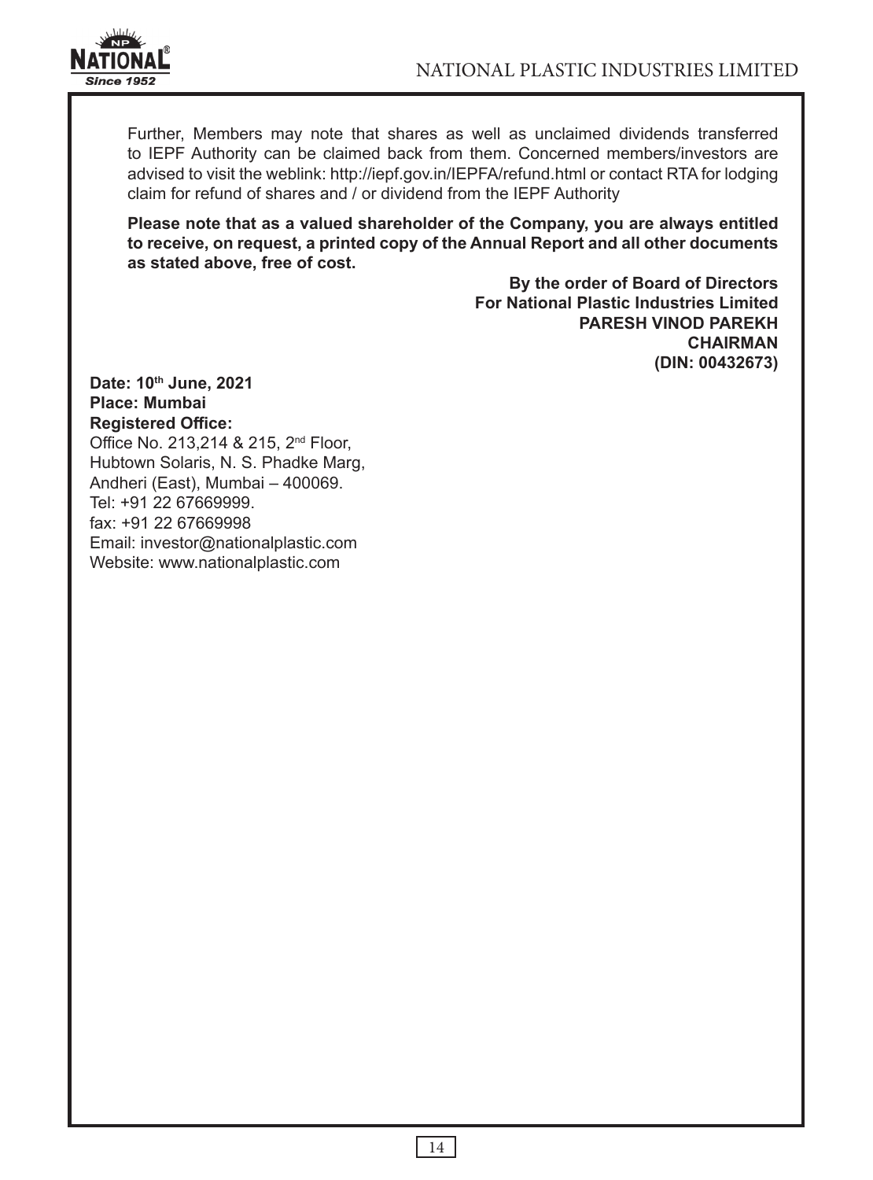Further, Members may note that shares as well as unclaimed dividends transferred to IEPF Authority can be claimed back from them. Concerned members/investors are advised to visit the weblink: http://iepf.gov.in/IEPFA/refund.html or contact RTA for lodging claim for refund of shares and / or dividend from the IEPF Authority

**Please note that as a valued shareholder of the Company, you are always entitled to receive, on request, a printed copy of the Annual Report and all other documents as stated above, free of cost.**

**By the order of Board of Directors**
**For National Plastic Industries Limited**
**PARESH VINOD PAREKH**
**CHAIRMAN**
**(DIN: 00432673)**

**Date: 10th June, 2021**
**Place: Mumbai**
**Registered Office:**
Office No. 213,214 & 215, 2nd Floor,
Hubtown Solaris, N. S. Phadke Marg,
Andheri (East), Mumbai – 400069.
Tel: +91 22 67669999.
fax: +91 22 67669998
Email: investor@nationalplastic.com
Website: www.nationalplastic.com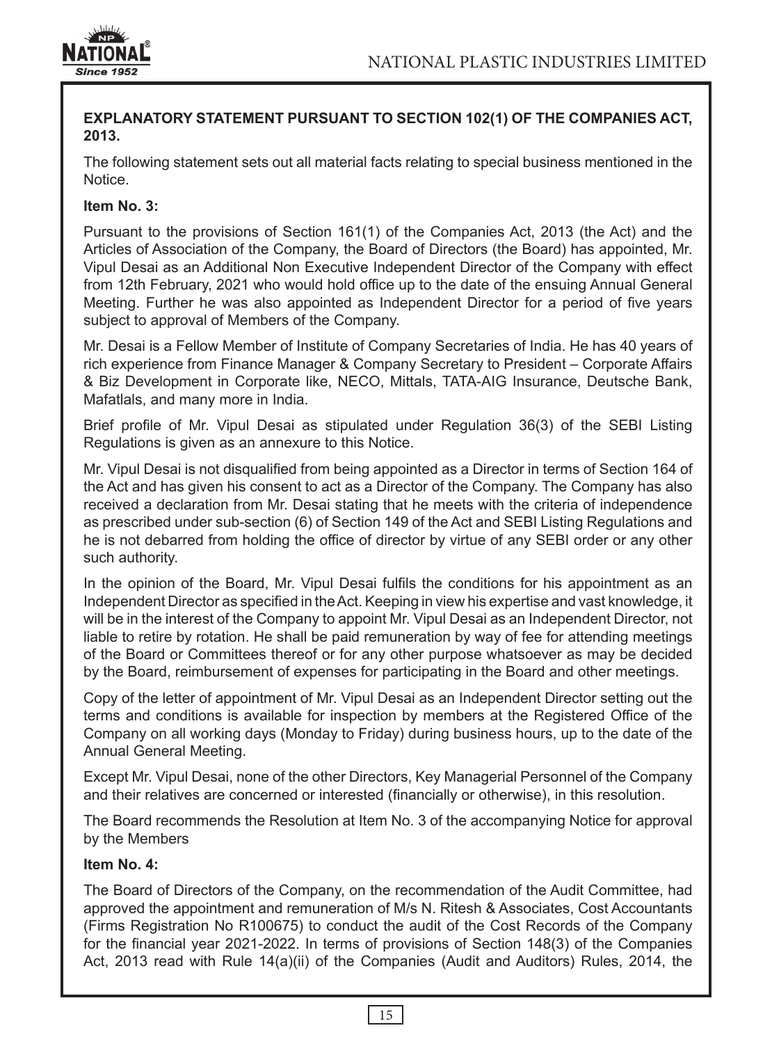**EXPLANATORY STATEMENT PURSUANT TO SECTION 102(1) OF THE COMPANIES ACT, 2013.**

The following statement sets out all material facts relating to special business mentioned in the Notice.

**Item No. 3:**

Pursuant to the provisions of Section 161(1) of the Companies Act, 2013 (the Act) and the Articles of Association of the Company, the Board of Directors (the Board) has appointed, Mr. Vipul Desai as an Additional Non Executive Independent Director of the Company with effect from 12th February, 2021 who would hold office up to the date of the ensuing Annual General Meeting. Further he was also appointed as Independent Director for a period of five years subject to approval of Members of the Company.

Mr. Desai is a Fellow Member of Institute of Company Secretaries of India. He has 40 years of rich experience from Finance Manager & Company Secretary to President – Corporate Affairs & Biz Development in Corporate like, NECO, Mittals, TATA-AIG Insurance, Deutsche Bank, Mafatlals, and many more in India.

Brief profile of Mr. Vipul Desai as stipulated under Regulation 36(3) of the SEBI Listing Regulations is given as an annexure to this Notice.

Mr. Vipul Desai is not disqualified from being appointed as a Director in terms of Section 164 of the Act and has given his consent to act as a Director of the Company. The Company has also received a declaration from Mr. Desai stating that he meets with the criteria of independence as prescribed under sub-section (6) of Section 149 of the Act and SEBI Listing Regulations and he is not debarred from holding the office of director by virtue of any SEBI order or any other such authority.

In the opinion of the Board, Mr. Vipul Desai fulfils the conditions for his appointment as an Independent Director as specified in the Act. Keeping in view his expertise and vast knowledge, it will be in the interest of the Company to appoint Mr. Vipul Desai as an Independent Director, not liable to retire by rotation. He shall be paid remuneration by way of fee for attending meetings of the Board or Committees thereof or for any other purpose whatsoever as may be decided by the Board, reimbursement of expenses for participating in the Board and other meetings.

Copy of the letter of appointment of Mr. Vipul Desai as an Independent Director setting out the terms and conditions is available for inspection by members at the Registered Office of the Company on all working days (Monday to Friday) during business hours, up to the date of the Annual General Meeting.

Except Mr. Vipul Desai, none of the other Directors, Key Managerial Personnel of the Company and their relatives are concerned or interested (financially or otherwise), in this resolution.

The Board recommends the Resolution at Item No. 3 of the accompanying Notice for approval by the Members

**Item No. 4:**

The Board of Directors of the Company, on the recommendation of the Audit Committee, had approved the appointment and remuneration of M/s N. Ritesh & Associates, Cost Accountants (Firms Registration No R100675) to conduct the audit of the Cost Records of the Company for the financial year 2021-2022. In terms of provisions of Section 148(3) of the Companies Act, 2013 read with Rule 14(a)(ii) of the Companies (Audit and Auditors) Rules, 2014, the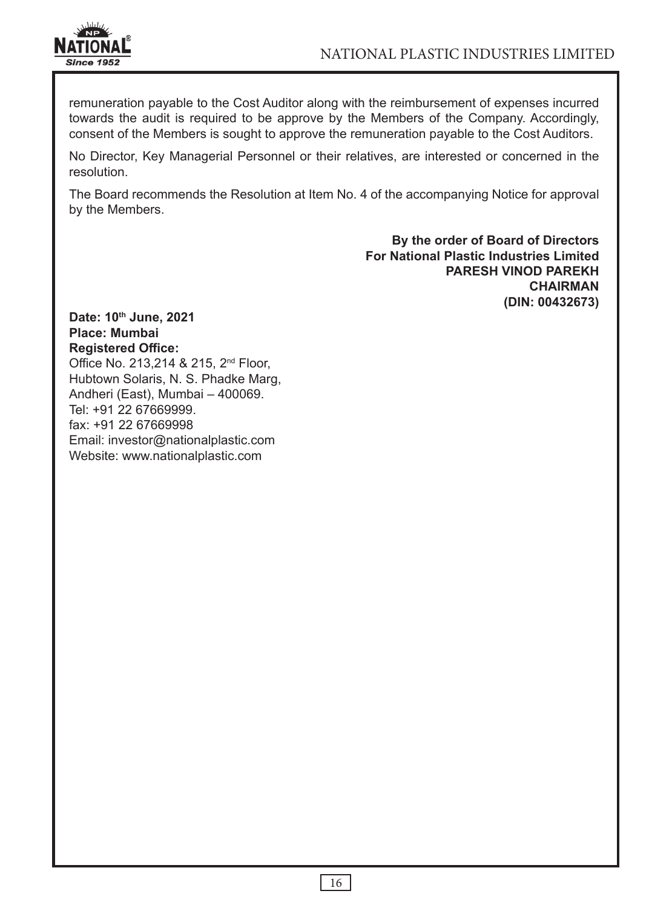remuneration payable to the Cost Auditor along with the reimbursement of expenses incurred towards the audit is required to be approve by the Members of the Company. Accordingly, consent of the Members is sought to approve the remuneration payable to the Cost Auditors.

No Director, Key Managerial Personnel or their relatives, are interested or concerned in the resolution.

The Board recommends the Resolution at Item No. 4 of the accompanying Notice for approval by the Members.

**By the order of Board of Directors**
**For National Plastic Industries Limited**
**PARESH VINOD PAREKH**
**CHAIRMAN**
**(DIN: 00432673)**

**Date: 10th June, 2021**
**Place: Mumbai**
**Registered Office:**
Office No. 213,214 & 215, 2nd Floor,
Hubtown Solaris, N. S. Phadke Marg,
Andheri (East), Mumbai – 400069.
Tel: +91 22 67669999.
fax: +91 22 67669998
Email: investor@nationalplastic.com
Website: www.nationalplastic.com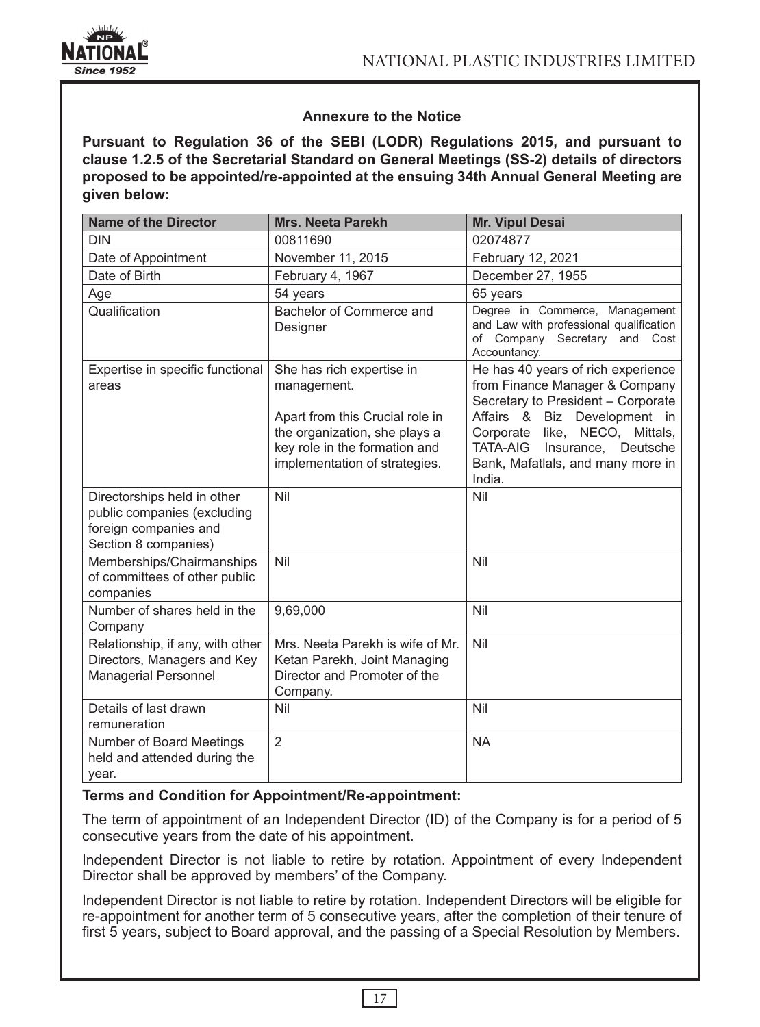### Annexure to the Notice

**Pursuant to Regulation 36 of the SEBI (LODR) Regulations 2015, and pursuant to clause 1.2.5 of the Secretarial Standard on General Meetings (SS-2) details of directors proposed to be appointed/re-appointed at the ensuing 34th Annual General Meeting are given below:**

| Name of the Director | Mrs. Neeta Parekh | Mr. Vipul Desai |
|---|---|---|
| DIN | 00811690 | 02074877 |
| Date of Appointment | November 11, 2015 | February 12, 2021 |
| Date of Birth | February 4, 1967 | December 27, 1955 |
| Age | 54 years | 65 years |
| Qualification | Bachelor of Commerce and Designer | Degree in Commerce, Management and Law with professional qualification of Company Secretary and Cost Accountancy. |
| Expertise in specific functional areas | She has rich expertise in management.<br><br>Apart from this Crucial role in the organization, she plays a key role in the formation and implementation of strategies. | He has 40 years of rich experience from Finance Manager & Company Secretary to President – Corporate Affairs & Biz Development in Corporate like, NECO, Mittals, TATA-AIG Insurance, Deutsche Bank, Mafatlals, and many more in India. |
| Directorships held in other public companies (excluding foreign companies and Section 8 companies) | Nil | Nil |
| Memberships/Chairmanships of committees of other public companies | Nil | Nil |
| Number of shares held in the Company | 9,69,000 | Nil |
| Relationship, if any, with other Directors, Managers and Key Managerial Personnel | Mrs. Neeta Parekh is wife of Mr. Ketan Parekh, Joint Managing Director and Promoter of the Company. | Nil |
| Details of last drawn remuneration | Nil | Nil |
| Number of Board Meetings held and attended during the year. | 2 | NA |

**Terms and Condition for Appointment/Re-appointment:**

The term of appointment of an Independent Director (ID) of the Company is for a period of 5 consecutive years from the date of his appointment.

Independent Director is not liable to retire by rotation. Appointment of every Independent Director shall be approved by members' of the Company.

Independent Director is not liable to retire by rotation. Independent Directors will be eligible for re-appointment for another term of 5 consecutive years, after the completion of their tenure of first 5 years, subject to Board approval, and the passing of a Special Resolution by Members.